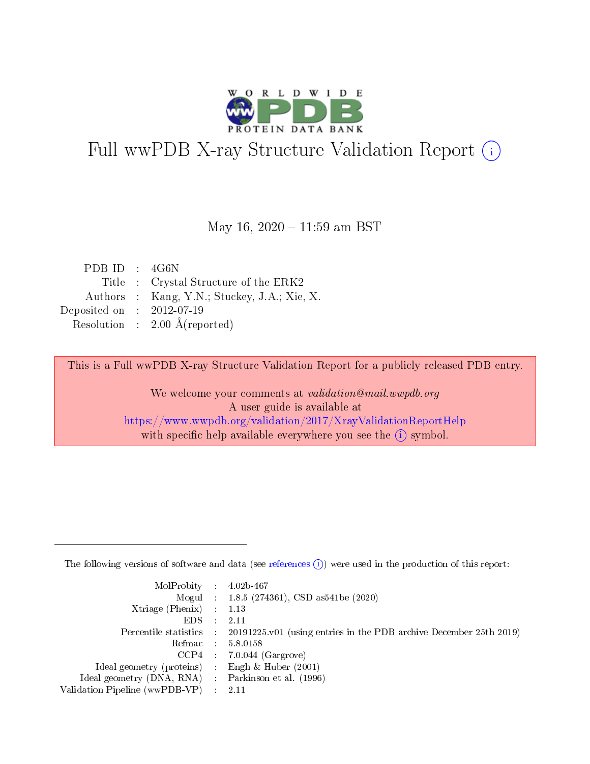# Full wwPDB X-ray Structure Validation Report (i)

May 16, 2020 – 11:59 am BST

| | | |
|---|---|---|
| PDB ID | : | 4G6N |
| Title | : | Crystal Structure of the ERK2 |
| Authors | : | Kang, Y.N.; Stuckey, J.A.; Xie, X. |
| Deposited on | : | 2012-07-19 |
| Resolution | : | 2.00 Å(reported) |

This is a Full wwPDB X-ray Structure Validation Report for a publicly released PDB entry.

We welcome your comments at *validation@mail.wwpdb.org*
A user guide is available at
https://www.wwpdb.org/validation/2017/XrayValidationReportHelp
with specific help available everywhere you see the (i) symbol.

---

The following versions of software and data (see references (i)) were used in the production of this report:

| | | |
|---|---|---|
| MolProbity | : | 4.02b-467 |
| Mogul | : | 1.8.5 (274361), CSD as541be (2020) |
| Xtriage (Phenix) | : | 1.13 |
| EDS | : | 2.11 |
| Percentile statistics | : | 20191225.v01 (using entries in the PDB archive December 25th 2019) |
| Refmac | : | 5.8.0158 |
| CCP4 | : | 7.0.044 (Gargrove) |
| Ideal geometry (proteins) | : | Engh & Huber (2001) |
| Ideal geometry (DNA, RNA) | : | Parkinson et al. (1996) |
| Validation Pipeline (wwPDB-VP) | : | 2.11 |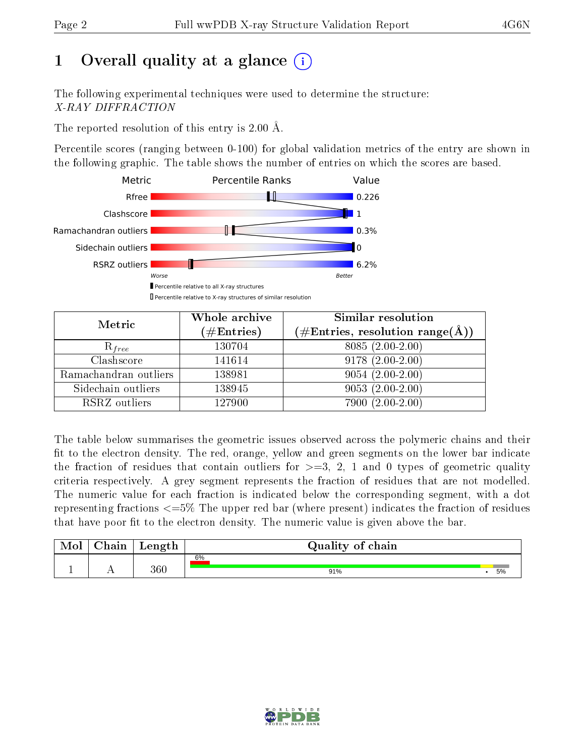# 1 Overall quality at a glance

The following experimental techniques were used to determine the structure:
*X-RAY DIFFRACTION*

The reported resolution of this entry is 2.00 Å.

Percentile scores (ranging between 0-100) for global validation metrics of the entry are shown in the following graphic. The table shows the number of entries on which the scores are based.

Metric
Percentile Ranks
Value
Rfree 0.226
Clashscore 1
Ramachandran outliers 0.3%
Sidechain outliers 0
RSRZ outliers 6.2%
Worse
Better
Percentile relative to all X-ray structures
Percentile relative to X-ray structures of similar resolution

| Metric | Whole archive (#Entries) | Similar resolution (#Entries, resolution range(Å)) |
|---|---|---|
| $R_{free}$ | 130704 | 8085 (2.00-2.00) |
| Clashscore | 141614 | 9178 (2.00-2.00) |
| Ramachandran outliers | 138981 | 9054 (2.00-2.00) |
| Sidechain outliers | 138945 | 9053 (2.00-2.00) |
| RSRZ outliers | 127900 | 7900 (2.00-2.00) |

The table below summarises the geometric issues observed across the polymeric chains and their fit to the electron density. The red, orange, yellow and green segments on the lower bar indicate the fraction of residues that contain outliers for >=3, 2, 1 and 0 types of geometric quality criteria respectively. A grey segment represents the fraction of residues that are not modelled. The numeric value for each fraction is indicated below the corresponding segment, with a dot representing fractions <=5% The upper red bar (where present) indicates the fraction of residues that have poor fit to the electron density. The numeric value is given above the bar.

| Mol | Chain | Length | Quality of chain |
|---|---|---|---|
| 1 | A | 360 | 6%<br>91% • 5% |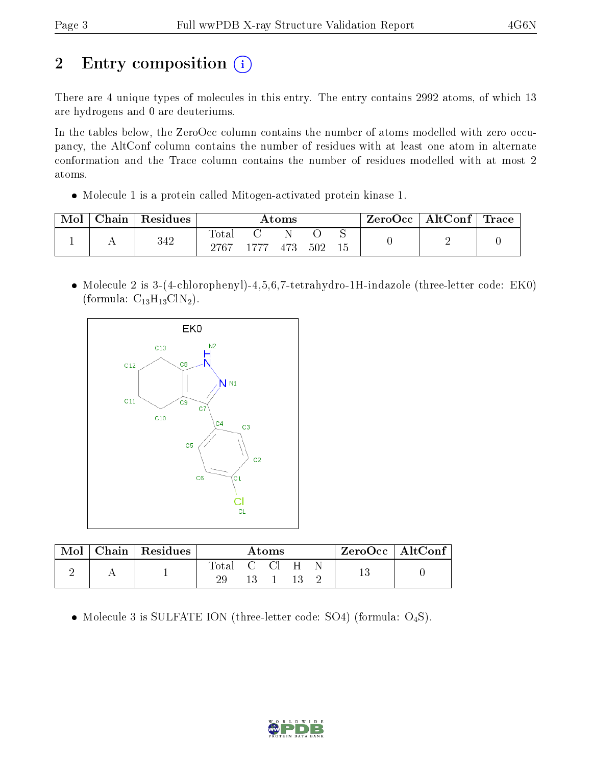# 2 Entry composition

There are 4 unique types of molecules in this entry. The entry contains 2992 atoms, of which 13 are hydrogens and 0 are deuteriums.

In the tables below, the ZeroOcc column contains the number of atoms modelled with zero occupancy, the AltConf column contains the number of residues with at least one atom in alternate conformation and the Trace column contains the number of residues modelled with at most 2 atoms.

- Molecule 1 is a protein called Mitogen-activated protein kinase 1.

| Mol | Chain | Residues | Atoms | | | | | ZeroOcc | AltConf | Trace |
|---|---|---|---|---|---|---|---|---|---|---|
| | | | Total | C | N | O | S | | | |
| 1 | A | 342 | 2767 | 1777 | 473 | 502 | 15 | 0 | 2 | 0 |

- Molecule 2 is 3-(4-chlorophenyl)-4,5,6,7-tetrahydro-1H-indazole (three-letter code: EK0) (formula: $C_{13}H_{13}ClN_2$).

EK0

| Mol | Chain | Residues | Atoms | | | | | ZeroOcc | AltConf |
|---|---|---|---|---|---|---|---|---|---|
| | | | Total | C | Cl | H | N | | |
| 2 | A | 1 | 29 | 13 | 1 | 13 | 2 | 13 | 0 |

- Molecule 3 is SULFATE ION (three-letter code: SO4) (formula: $O_4S$).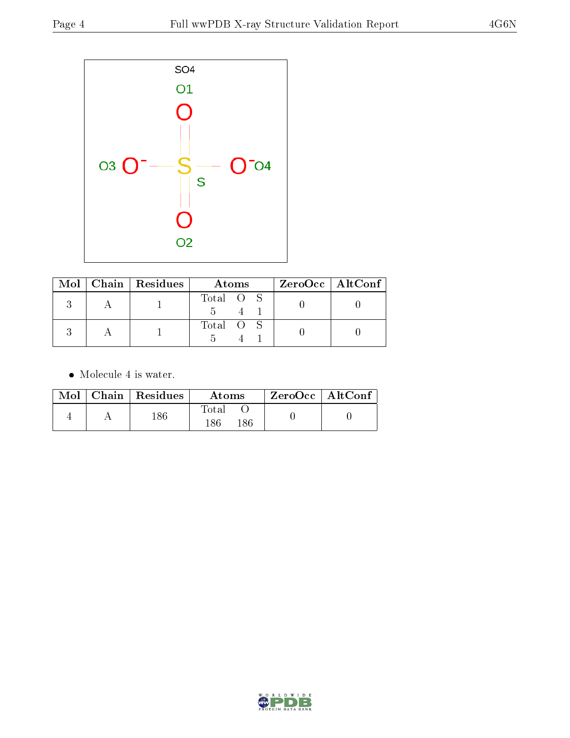SO4

O1

O3 $O^-$ — S — $O^-$ O4

S

O2

| Mol | Chain | Residues | Atoms | ZeroOcc | AltConf |
|---|---|---|---|---|---|
| 3 | A | 1 | Total O S<br>5 4 1 | 0 | 0 |
| 3 | A | 1 | Total O S<br>5 4 1 | 0 | 0 |

- Molecule 4 is water.

| Mol | Chain | Residues | Atoms | ZeroOcc | AltConf |
|---|---|---|---|---|---|
| 4 | A | 186 | Total O<br>186 186 | 0 | 0 |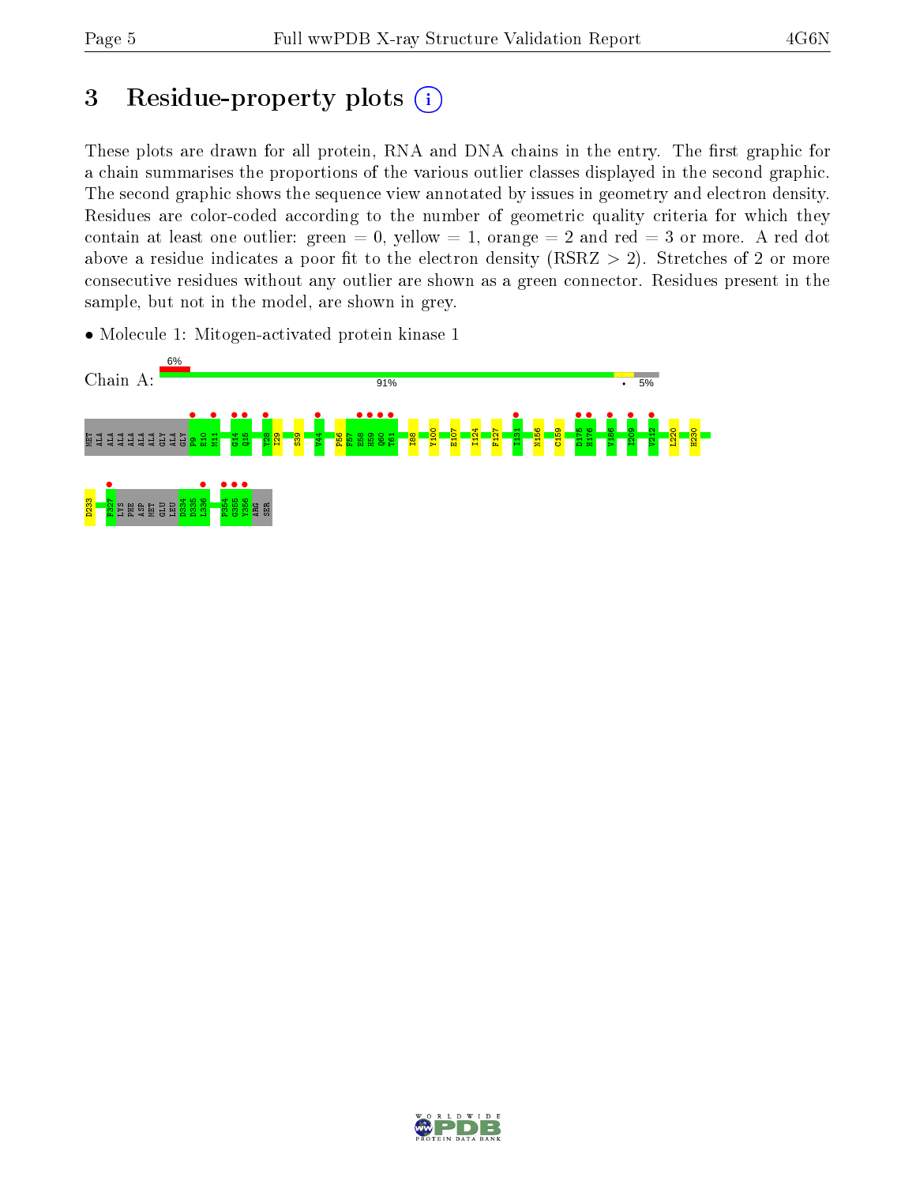# 3 Residue-property plots

These plots are drawn for all protein, RNA and DNA chains in the entry. The first graphic for a chain summarises the proportions of the various outlier classes displayed in the second graphic. The second graphic shows the sequence view annotated by issues in geometry and electron density. Residues are color-coded according to the number of geometric quality criteria for which they contain at least one outlier: green = 0, yellow = 1, orange = 2 and red = 3 or more. A red dot above a residue indicates a poor fit to the electron density (RSRZ > 2). Stretches of 2 or more consecutive residues without any outlier are shown as a green connector. Residues present in the sample, but not in the model, are shown in grey.

- Molecule 1: Mitogen-activated protein kinase 1

Chain A:

6%

91%

•

5%

MET ALA ALA ALA ALA ALA ALA GLY ALA GLY P9 E10 M11 G14 Q15 Y28 I29 S39 V44 F56 F57 E58 H59 Q60 T61 I88 Y100 E107 I124 F127 I131 N156 C159 D175 H176 V186 I209 V212 L220 H230

D233 F327 LYS PHE ASP MET GLU LEU D334 D335 L336 P354 G355 Y356 ARG SER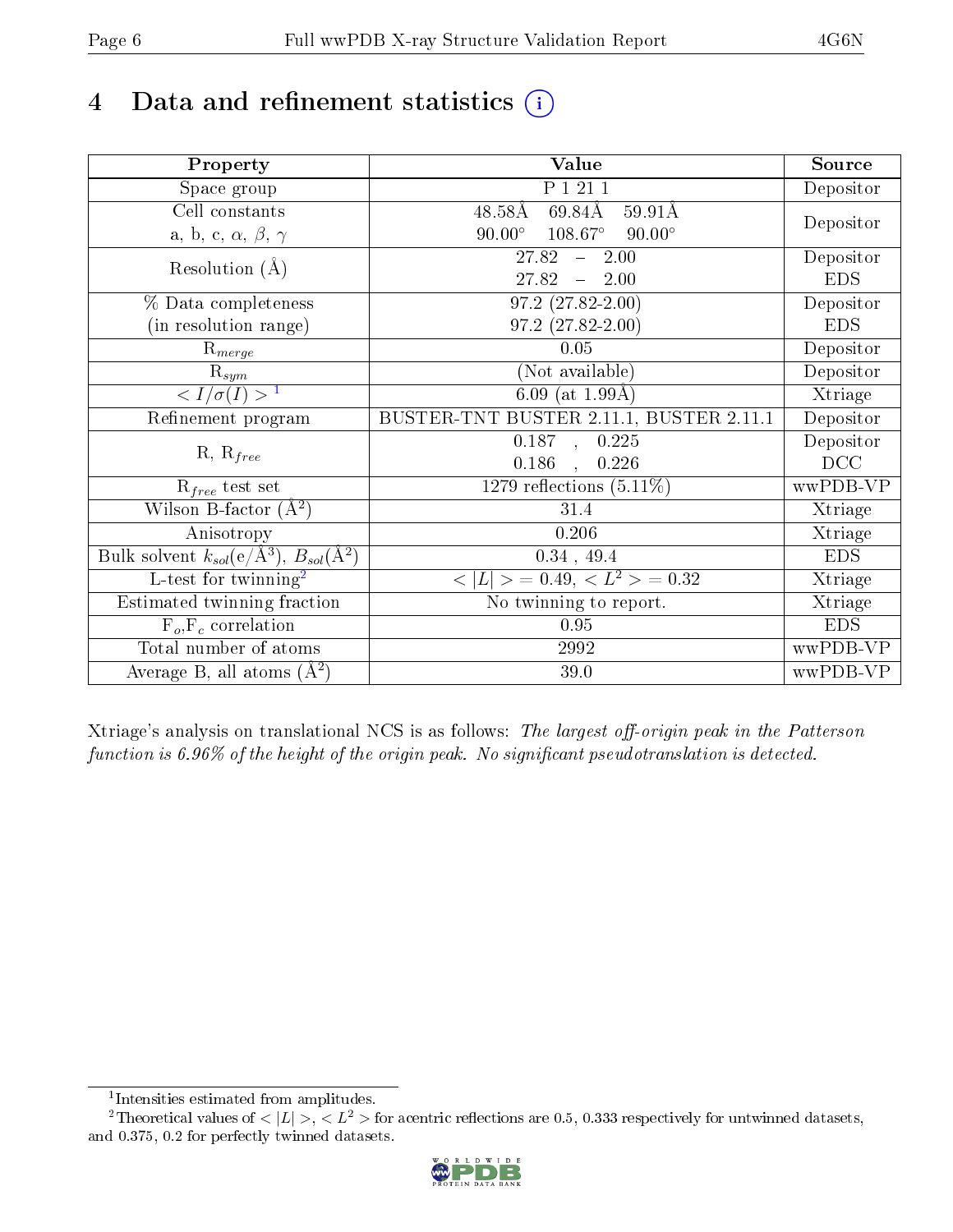# 4 Data and refinement statistics (i)

| Property | Value | Source |
|---|---|---|
| Space group | P 1 21 1 | Depositor |
| Cell constants<br>a, b, c, $\alpha$, $\beta$, $\gamma$ | 48.58Å 69.84Å 59.91Å<br>90.00° 108.67° 90.00° | Depositor |
| Resolution (Å) | 27.82 – 2.00<br>27.82 – 2.00 | Depositor<br>EDS |
| % Data completeness<br>(in resolution range) | 97.2 (27.82-2.00)<br>97.2 (27.82-2.00) | Depositor<br>EDS |
| $R_{merge}$ | 0.05 | Depositor |
| $R_{sym}$ | (Not available) | Depositor |
| $< I/\sigma(I) >$ [1] | 6.09 (at 1.99Å) | Xtriage |
| Refinement program | BUSTER-TNT BUSTER 2.11.1, BUSTER 2.11.1 | Depositor |
| R, $R_{free}$ | 0.187 , 0.225<br>0.186 , 0.226 | Depositor<br>DCC |
| $R_{free}$ test set | 1279 reflections (5.11%) | wwPDB-VP |
| Wilson B-factor (Å$^2$) | 31.4 | Xtriage |
| Anisotropy | 0.206 | Xtriage |
| Bulk solvent $k_{sol}$(e/Å$^3$), $B_{sol}$(Å$^2$) | 0.34 , 49.4 | EDS |
| L-test for twinning[2] | $< \|L\| >$ = 0.49, $< L^2 >$ = 0.32 | Xtriage |
| Estimated twinning fraction | No twinning to report. | Xtriage |
| $F_o$,$F_c$ correlation | 0.95 | EDS |
| Total number of atoms | 2992 | wwPDB-VP |
| Average B, all atoms (Å$^2$) | 39.0 | wwPDB-VP |

Xtriage's analysis on translational NCS is as follows: *The largest off-origin peak in the Patterson function is 6.96% of the height of the origin peak. No significant pseudotranslation is detected.*

[1] Intensities estimated from amplitudes.

[2] Theoretical values of $< |L| >$, $< L^2 >$ for acentric reflections are 0.5, 0.333 respectively for untwinned datasets, and 0.375, 0.2 for perfectly twinned datasets.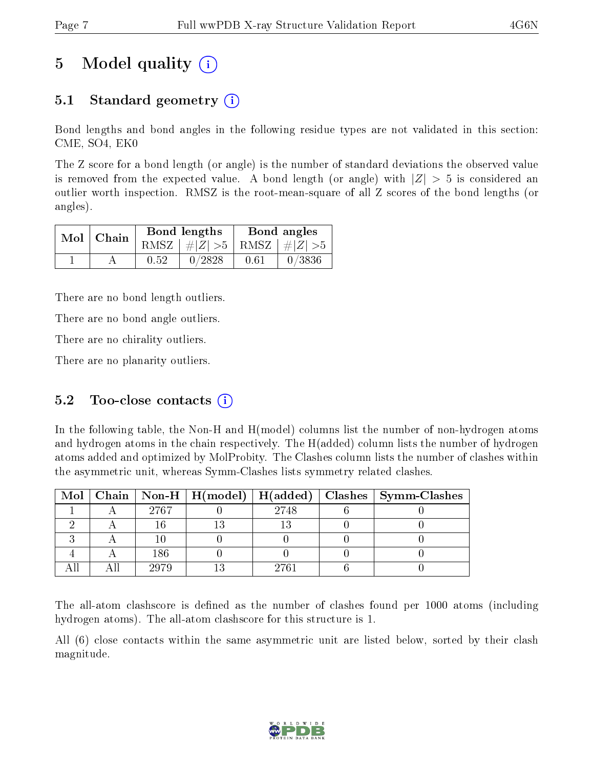# 5 Model quality (i)

## 5.1 Standard geometry (i)

Bond lengths and bond angles in the following residue types are not validated in this section: CME, SO4, EK0

The Z score for a bond length (or angle) is the number of standard deviations the observed value is removed from the expected value. A bond length (or angle) with $|Z| > 5$ is considered an outlier worth inspection. RMSZ is the root-mean-square of all Z scores of the bond lengths (or angles).

| Mol | Chain | Bond lengths | | Bond angles | |
|---|---|---|---|---|---|
| | | RMSZ | $\#\|Z\| > 5$ | RMSZ | $\#\|Z\| > 5$ |
| 1 | A | 0.52 | 0/2828 | 0.61 | 0/3836 |

There are no bond length outliers.

There are no bond angle outliers.

There are no chirality outliers.

There are no planarity outliers.

## 5.2 Too-close contacts (i)

In the following table, the Non-H and H(model) columns list the number of non-hydrogen atoms and hydrogen atoms in the chain respectively. The H(added) column lists the number of hydrogen atoms added and optimized by MolProbity. The Clashes column lists the number of clashes within the asymmetric unit, whereas Symm-Clashes lists symmetry related clashes.

| Mol | Chain | Non-H | H(model) | H(added) | Clashes | Symm-Clashes |
|---|---|---|---|---|---|---|
| 1 | A | 2767 | 0 | 2748 | 6 | 0 |
| 2 | A | 16 | 13 | 13 | 0 | 0 |
| 3 | A | 10 | 0 | 0 | 0 | 0 |
| 4 | A | 186 | 0 | 0 | 0 | 0 |
| All | All | 2979 | 13 | 2761 | 6 | 0 |

The all-atom clashscore is defined as the number of clashes found per 1000 atoms (including hydrogen atoms). The all-atom clashscore for this structure is 1.

All (6) close contacts within the same asymmetric unit are listed below, sorted by their clash magnitude.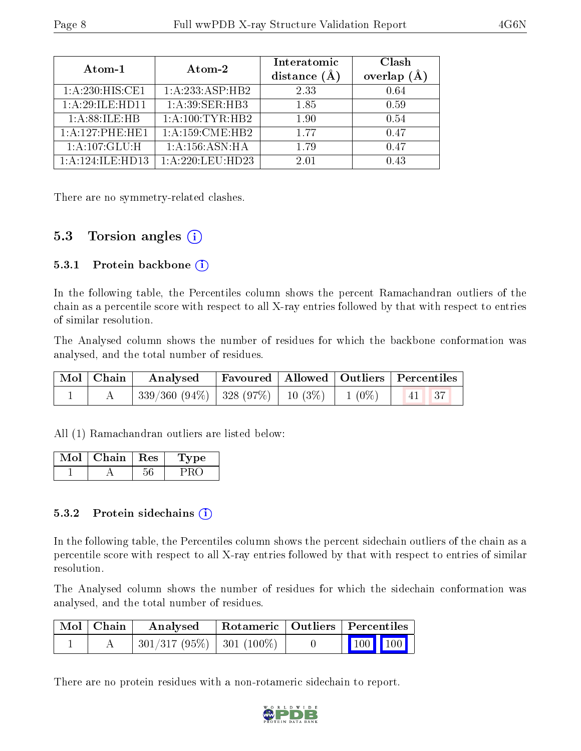| Atom-1 | Atom-2 | Interatomic distance (Å) | Clash overlap (Å) |
|---|---|---|---|
| 1:A:230:HIS:CE1 | 1:A:233:ASP:HB2 | 2.33 | 0.64 |
| 1:A:29:ILE:HD11 | 1:A:39:SER:HB3 | 1.85 | 0.59 |
| 1:A:88:ILE:HB | 1:A:100:TYR:HB2 | 1.90 | 0.54 |
| 1:A:127:PHE:HE1 | 1:A:159:CME:HB2 | 1.77 | 0.47 |
| 1:A:107:GLU:H | 1:A:156:ASN:HA | 1.79 | 0.47 |
| 1:A:124:ILE:HD13 | 1:A:220:LEU:HD23 | 2.01 | 0.43 |

There are no symmetry-related clashes.

## 5.3 Torsion angles

### 5.3.1 Protein backbone

In the following table, the Percentiles column shows the percent Ramachandran outliers of the chain as a percentile score with respect to all X-ray entries followed by that with respect to entries of similar resolution.

The Analysed column shows the number of residues for which the backbone conformation was analysed, and the total number of residues.

| Mol | Chain | Analysed | Favoured | Allowed | Outliers | Percentiles | |
|---|---|---|---|---|---|---|---|
| 1 | A | 339/360 (94%) | 328 (97%) | 10 (3%) | 1 (0%) | 41 | 37 |

All (1) Ramachandran outliers are listed below:

| Mol | Chain | Res | Type |
|---|---|---|---|
| 1 | A | 56 | PRO |

### 5.3.2 Protein sidechains

In the following table, the Percentiles column shows the percent sidechain outliers of the chain as a percentile score with respect to all X-ray entries followed by that with respect to entries of similar resolution.

The Analysed column shows the number of residues for which the sidechain conformation was analysed, and the total number of residues.

| Mol | Chain | Analysed | Rotameric | Outliers | Percentiles | |
|---|---|---|---|---|---|---|
| 1 | A | 301/317 (95%) | 301 (100%) | 0 | 100 | 100 |

There are no protein residues with a non-rotameric sidechain to report.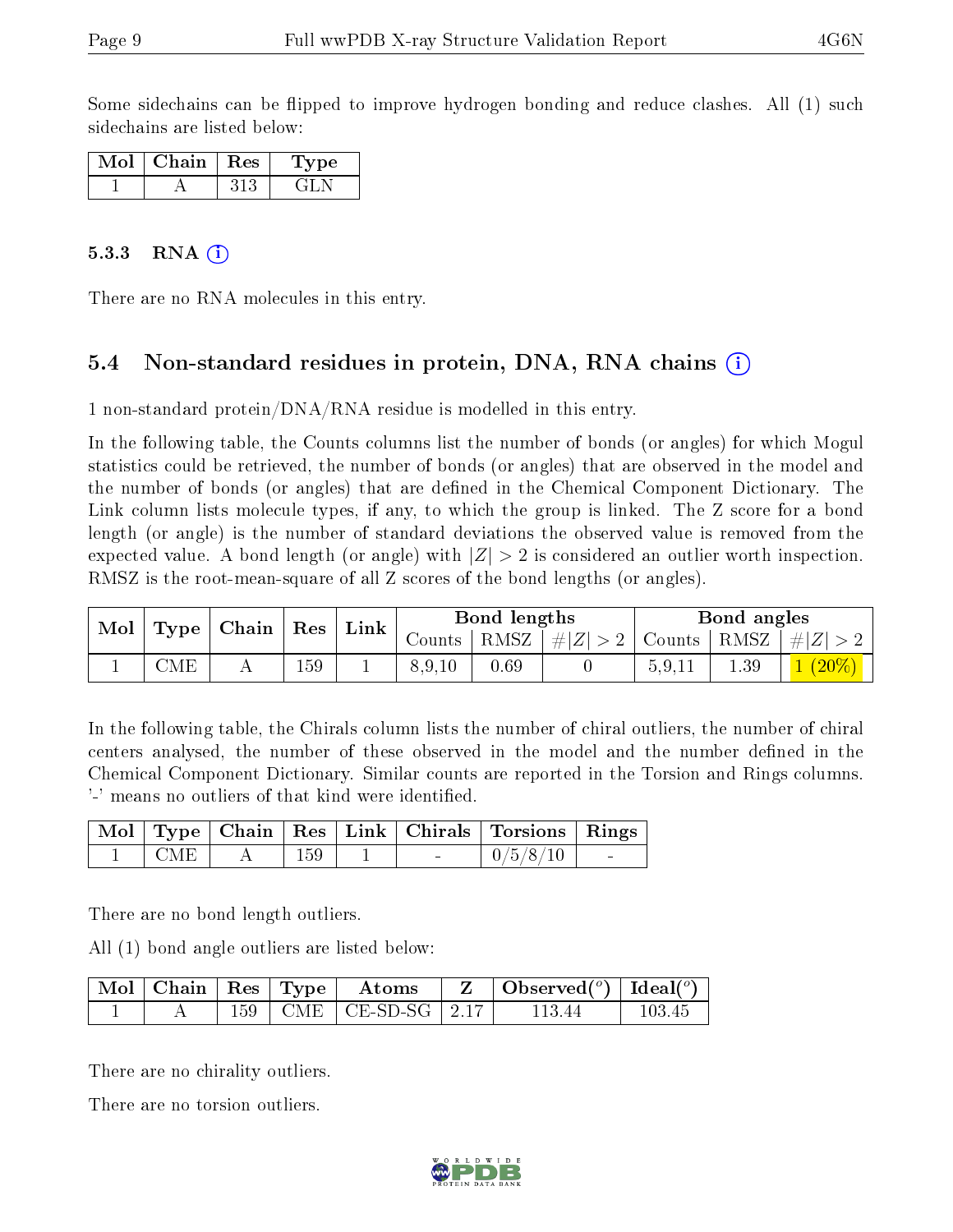Some sidechains can be flipped to improve hydrogen bonding and reduce clashes. All (1) such sidechains are listed below:

| Mol | Chain | Res | Type |
|---|---|---|---|
| 1 | A | 313 | GLN |

### 5.3.3 RNA (i)

There are no RNA molecules in this entry.

## 5.4 Non-standard residues in protein, DNA, RNA chains (i)

1 non-standard protein/DNA/RNA residue is modelled in this entry.

In the following table, the Counts columns list the number of bonds (or angles) for which Mogul statistics could be retrieved, the number of bonds (or angles) that are observed in the model and the number of bonds (or angles) that are defined in the Chemical Component Dictionary. The Link column lists molecule types, if any, to which the group is linked. The Z score for a bond length (or angle) is the number of standard deviations the observed value is removed from the expected value. A bond length (or angle) with $|Z| > 2$ is considered an outlier worth inspection. RMSZ is the root-mean-square of all Z scores of the bond lengths (or angles).

| Mol | Type | Chain | Res | Link | Bond lengths | | | Bond angles | | |
|---|---|---|---|---|---|---|---|---|---|---|
| | | | | | Counts | RMSZ | $\#\|Z\| > 2$ | Counts | RMSZ | $\#\|Z\| > 2$ |
| 1 | CME | A | 159 | 1 | 8,9,10 | 0.69 | 0 | 5,9,11 | 1.39 | 1 (20%) |

In the following table, the Chirals column lists the number of chiral outliers, the number of chiral centers analysed, the number of these observed in the model and the number defined in the Chemical Component Dictionary. Similar counts are reported in the Torsion and Rings columns. '-' means no outliers of that kind were identified.

| Mol | Type | Chain | Res | Link | Chirals | Torsions | Rings |
|---|---|---|---|---|---|---|---|
| 1 | CME | A | 159 | 1 | - | 0/5/8/10 | - |

There are no bond length outliers.

All (1) bond angle outliers are listed below:

| Mol | Chain | Res | Type | Atoms | Z | Observed($^o$) | Ideal($^o$) |
|---|---|---|---|---|---|---|---|
| 1 | A | 159 | CME | CE-SD-SG | 2.17 | 113.44 | 103.45 |

There are no chirality outliers.

There are no torsion outliers.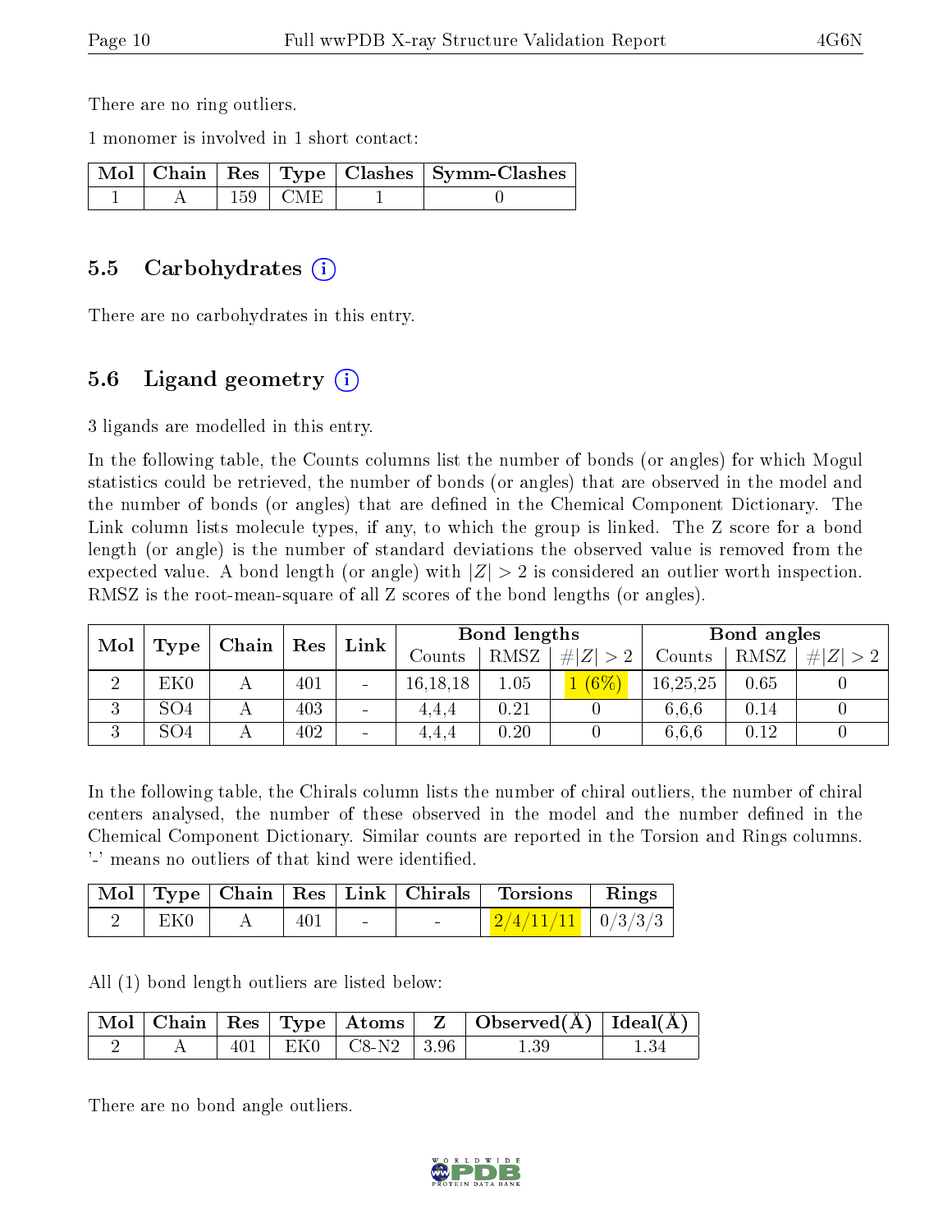There are no ring outliers.

1 monomer is involved in 1 short contact:

| Mol | Chain | Res | Type | Clashes | Symm-Clashes |
|---|---|---|---|---|---|
| 1 | A | 159 | CME | 1 | 0 |

## 5.5 Carbohydrates (i)

There are no carbohydrates in this entry.

## 5.6 Ligand geometry (i)

3 ligands are modelled in this entry.

In the following table, the Counts columns list the number of bonds (or angles) for which Mogul statistics could be retrieved, the number of bonds (or angles) that are observed in the model and the number of bonds (or angles) that are defined in the Chemical Component Dictionary. The Link column lists molecule types, if any, to which the group is linked. The Z score for a bond length (or angle) is the number of standard deviations the observed value is removed from the expected value. A bond length (or angle) with $|Z| > 2$ is considered an outlier worth inspection. RMSZ is the root-mean-square of all Z scores of the bond lengths (or angles).

| Mol | Type | Chain | Res | Link | Bond lengths | | | Bond angles | | |
|---|---|---|---|---|---|---|---|---|---|---|
| | | | | | Counts | RMSZ | $\#\|Z\| > 2$ | Counts | RMSZ | $\#\|Z\| > 2$ |
| 2 | EK0 | A | 401 | - | 16,18,18 | 1.05 | 1 (6%) | 16,25,25 | 0.65 | 0 |
| 3 | SO4 | A | 403 | - | 4,4,4 | 0.21 | 0 | 6,6,6 | 0.14 | 0 |
| 3 | SO4 | A | 402 | - | 4,4,4 | 0.20 | 0 | 6,6,6 | 0.12 | 0 |

In the following table, the Chirals column lists the number of chiral outliers, the number of chiral centers analysed, the number of these observed in the model and the number defined in the Chemical Component Dictionary. Similar counts are reported in the Torsion and Rings columns. '-' means no outliers of that kind were identified.

| Mol | Type | Chain | Res | Link | Chirals | Torsions | Rings |
|---|---|---|---|---|---|---|---|
| 2 | EK0 | A | 401 | - | - | 2/4/11/11 | 0/3/3/3 |

All (1) bond length outliers are listed below:

| Mol | Chain | Res | Type | Atoms | Z | Observed(Å) | Ideal(Å) |
|---|---|---|---|---|---|---|---|
| 2 | A | 401 | EK0 | C8-N2 | 3.96 | 1.39 | 1.34 |

There are no bond angle outliers.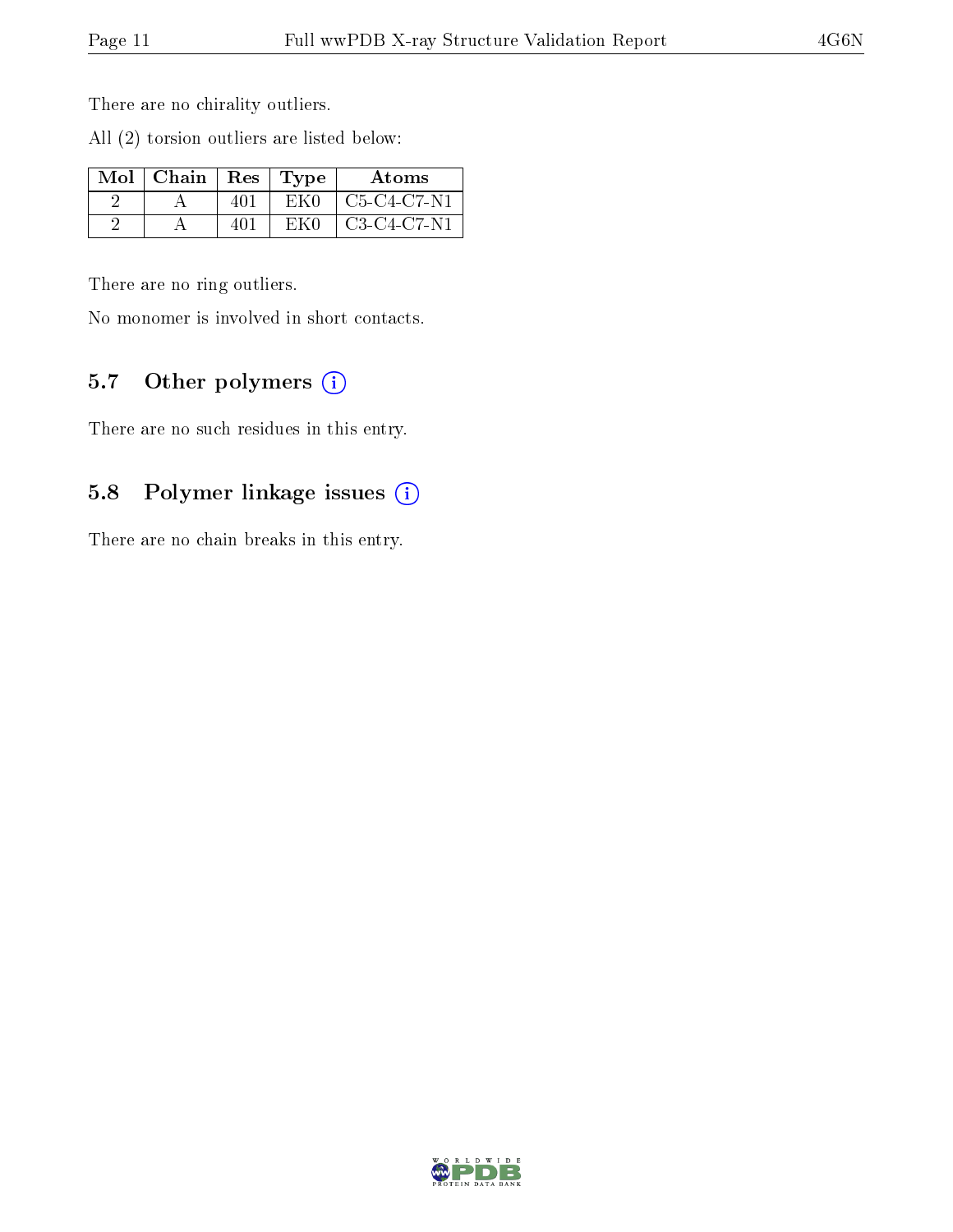There are no chirality outliers.

All (2) torsion outliers are listed below:

| Mol | Chain | Res | Type | Atoms |
|---|---|---|---|---|
| 2 | A | 401 | EK0 | C5-C4-C7-N1 |
| 2 | A | 401 | EK0 | C3-C4-C7-N1 |

There are no ring outliers.

No monomer is involved in short contacts.

## 5.7 Other polymers

There are no such residues in this entry.

## 5.8 Polymer linkage issues

There are no chain breaks in this entry.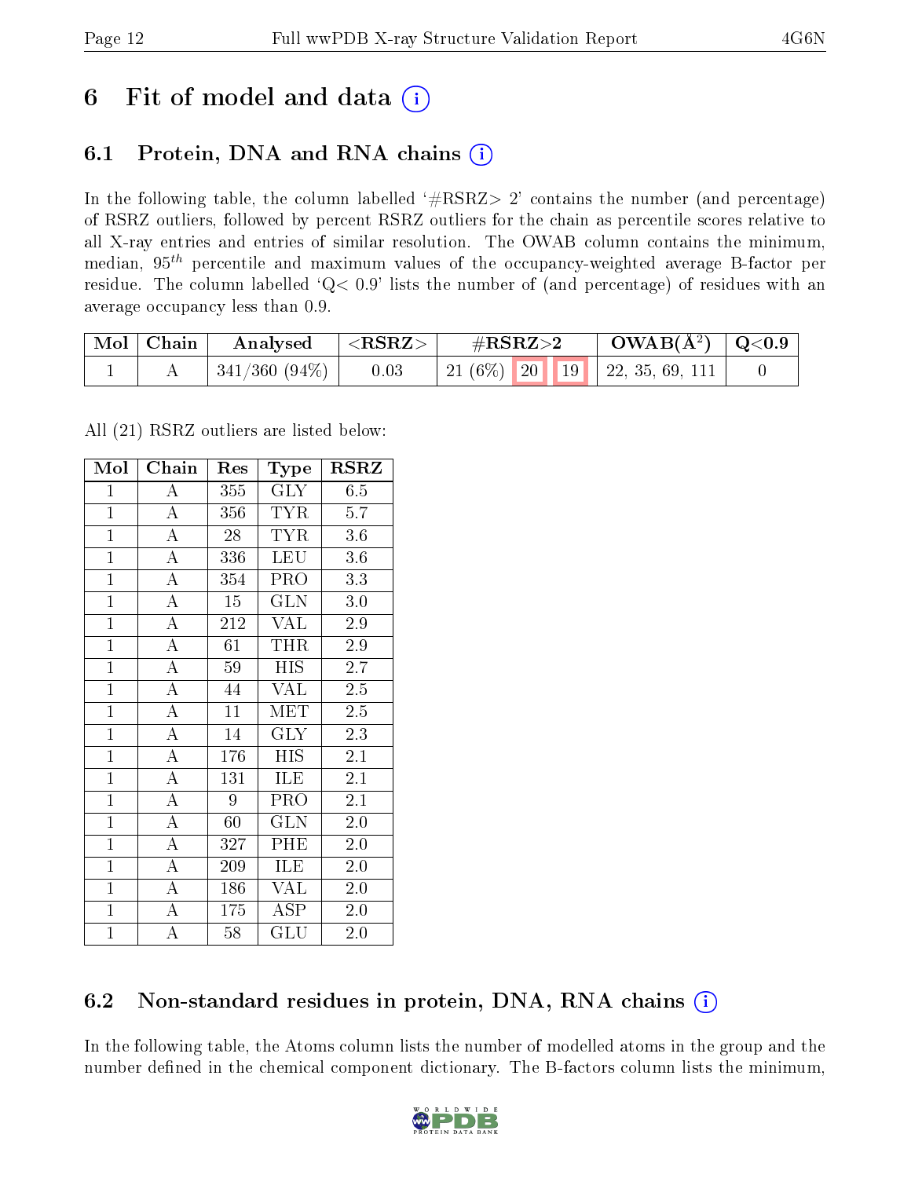# 6 Fit of model and data ⓘ

## 6.1 Protein, DNA and RNA chains ⓘ

In the following table, the column labelled '#RSRZ> 2' contains the number (and percentage) of RSRZ outliers, followed by percent RSRZ outliers for the chain as percentile scores relative to all X-ray entries and entries of similar resolution. The OWAB column contains the minimum, median, $95^{th}$ percentile and maximum values of the occupancy-weighted average B-factor per residue. The column labelled 'Q< 0.9' lists the number of (and percentage) of residues with an average occupancy less than 0.9.

| Mol | Chain | Analysed | <RSRZ> | #RSRZ>2 | | | OWAB(Å$^2$) | Q<0.9 |
|---|---|---|---|---|---|---|---|---|
| 1 | A | 341/360 (94%) | 0.03 | 21 (6%) | 20 | 19 | 22, 35, 69, 111 | 0 |

All (21) RSRZ outliers are listed below:

| Mol | Chain | Res | Type | RSRZ |
|---|---|---|---|---|
| 1 | A | 355 | GLY | 6.5 |
| 1 | A | 356 | TYR | 5.7 |
| 1 | A | 28 | TYR | 3.6 |
| 1 | A | 336 | LEU | 3.6 |
| 1 | A | 354 | PRO | 3.3 |
| 1 | A | 15 | GLN | 3.0 |
| 1 | A | 212 | VAL | 2.9 |
| 1 | A | 61 | THR | 2.9 |
| 1 | A | 59 | HIS | 2.7 |
| 1 | A | 44 | VAL | 2.5 |
| 1 | A | 11 | MET | 2.5 |
| 1 | A | 14 | GLY | 2.3 |
| 1 | A | 176 | HIS | 2.1 |
| 1 | A | 131 | ILE | 2.1 |
| 1 | A | 9 | PRO | 2.1 |
| 1 | A | 60 | GLN | 2.0 |
| 1 | A | 327 | PHE | 2.0 |
| 1 | A | 209 | ILE | 2.0 |
| 1 | A | 186 | VAL | 2.0 |
| 1 | A | 175 | ASP | 2.0 |
| 1 | A | 58 | GLU | 2.0 |

## 6.2 Non-standard residues in protein, DNA, RNA chains ⓘ

In the following table, the Atoms column lists the number of modelled atoms in the group and the number defined in the chemical component dictionary. The B-factors column lists the minimum,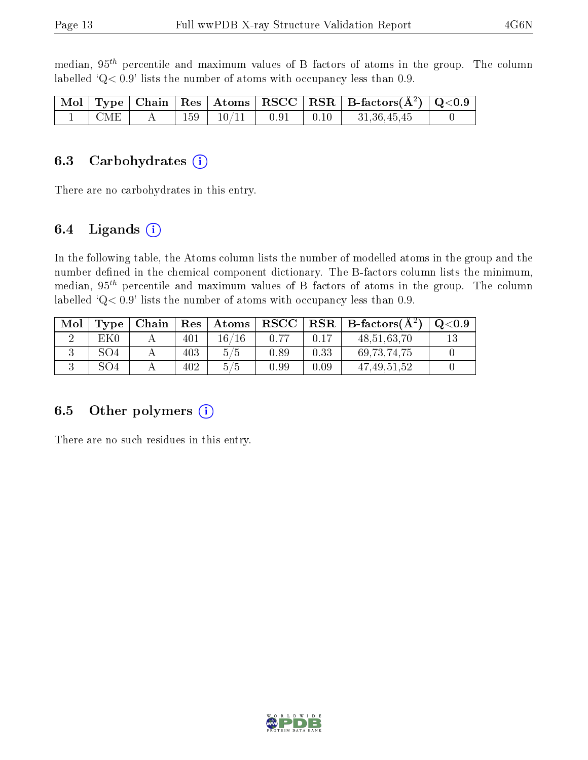median, $95^{th}$ percentile and maximum values of B factors of atoms in the group. The column labelled 'Q< 0.9' lists the number of atoms with occupancy less than 0.9.

| Mol | Type | Chain | Res | Atoms | RSCC | RSR | B-factors($Å^2$) | Q<0.9 |
|---|---|---|---|---|---|---|---|---|
| 1 | CME | A | 159 | 10/11 | 0.91 | 0.10 | 31,36,45,45 | 0 |

### 6.3 Carbohydrates

There are no carbohydrates in this entry.

### 6.4 Ligands

In the following table, the Atoms column lists the number of modelled atoms in the group and the number defined in the chemical component dictionary. The B-factors column lists the minimum, median, $95^{th}$ percentile and maximum values of B factors of atoms in the group. The column labelled 'Q< 0.9' lists the number of atoms with occupancy less than 0.9.

| Mol | Type | Chain | Res | Atoms | RSCC | RSR | B-factors($Å^2$) | Q<0.9 |
|---|---|---|---|---|---|---|---|---|
| 2 | EK0 | A | 401 | 16/16 | 0.77 | 0.17 | 48,51,63,70 | 13 |
| 3 | SO4 | A | 403 | 5/5 | 0.89 | 0.33 | 69,73,74,75 | 0 |
| 3 | SO4 | A | 402 | 5/5 | 0.99 | 0.09 | 47,49,51,52 | 0 |

### 6.5 Other polymers

There are no such residues in this entry.